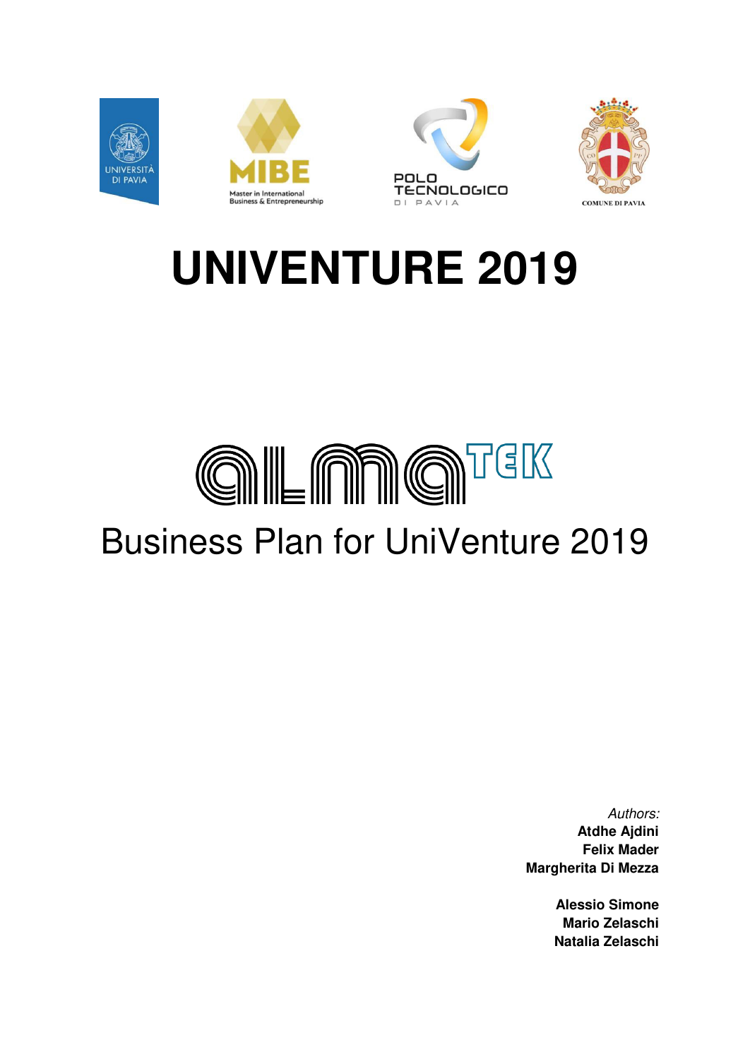UNIVERSITÀ DI PAVIA

MIBE Master in International Business & Entrepreneurship

POLO TECNOLOGICO DI PAVIA

COMUNE DI PAVIA

# UNIVENTURE 2019

almaTEK

## Business Plan for UniVenture 2019

*Authors:*
**Atdhe Ajdini**
**Felix Mader**
**Margherita Di Mezza**

**Alessio Simone**
**Mario Zelaschi**
**Natalia Zelaschi**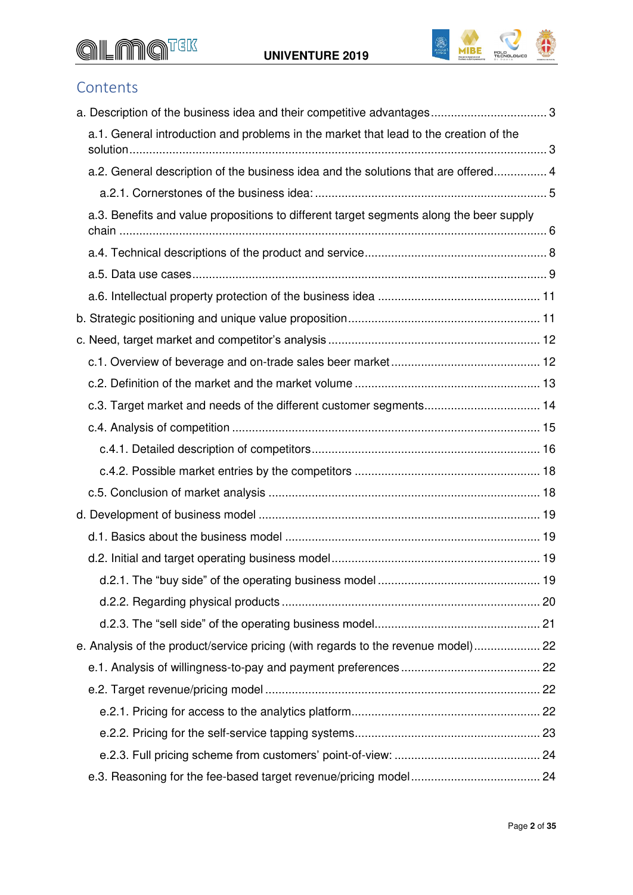# Contents

- a. Description of the business idea and their competitive advantages ... 3
  - a.1. General introduction and problems in the market that lead to the creation of the solution ... 3
  - a.2. General description of the business idea and the solutions that are offered ... 4
    - a.2.1. Cornerstones of the business idea: ... 5
  - a.3. Benefits and value propositions to different target segments along the beer supply chain ... 6
  - a.4. Technical descriptions of the product and service ... 8
  - a.5. Data use cases ... 9
  - a.6. Intellectual property protection of the business idea ... 11
- b. Strategic positioning and unique value proposition ... 11
- c. Need, target market and competitor's analysis ... 12
  - c.1. Overview of beverage and on-trade sales beer market ... 12
  - c.2. Definition of the market and the market volume ... 13
  - c.3. Target market and needs of the different customer segments ... 14
  - c.4. Analysis of competition ... 15
    - c.4.1. Detailed description of competitors ... 16
    - c.4.2. Possible market entries by the competitors ... 18
  - c.5. Conclusion of market analysis ... 18
- d. Development of business model ... 19
  - d.1. Basics about the business model ... 19
  - d.2. Initial and target operating business model ... 19
    - d.2.1. The "buy side" of the operating business model ... 19
    - d.2.2. Regarding physical products ... 20
    - d.2.3. The "sell side" of the operating business model ... 21
- e. Analysis of the product/service pricing (with regards to the revenue model) ... 22
  - e.1. Analysis of willingness-to-pay and payment preferences ... 22
  - e.2. Target revenue/pricing model ... 22
    - e.2.1. Pricing for access to the analytics platform ... 22
    - e.2.2. Pricing for the self-service tapping systems ... 23
    - e.2.3. Full pricing scheme from customers' point-of-view: ... 24
  - e.3. Reasoning for the fee-based target revenue/pricing model ... 24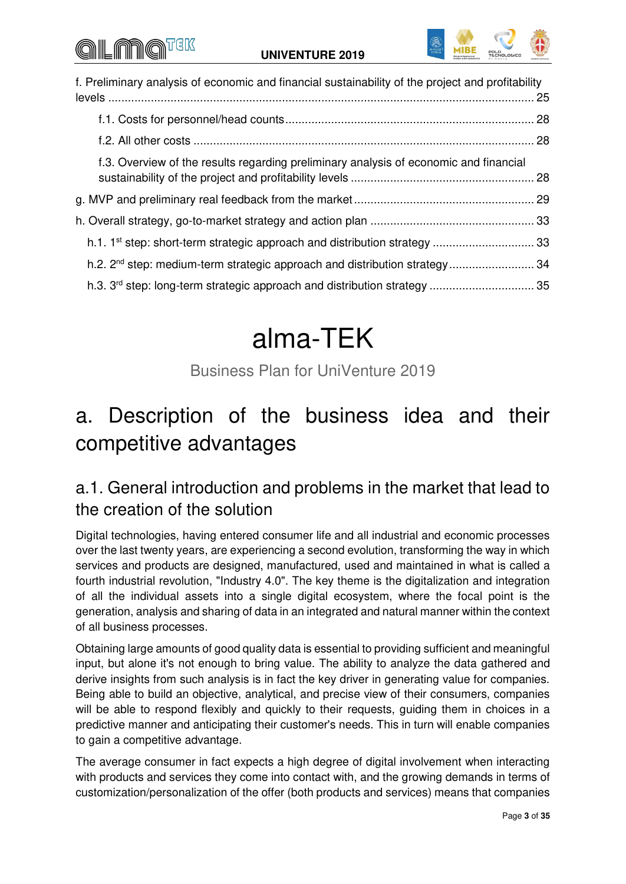f. Preliminary analysis of economic and financial sustainability of the project and profitability levels ........ 25

f.1. Costs for personnel/head counts ........ 28

f.2. All other costs ........ 28

f.3. Overview of the results regarding preliminary analysis of economic and financial sustainability of the project and profitability levels ........ 28

g. MVP and preliminary real feedback from the market ........ 29

h. Overall strategy, go-to-market strategy and action plan ........ 33

h.1. 1st step: short-term strategic approach and distribution strategy ........ 33

h.2. 2nd step: medium-term strategic approach and distribution strategy ........ 34

h.3. 3rd step: long-term strategic approach and distribution strategy ........ 35

# alma-TEK

Business Plan for UniVenture 2019

# a. Description of the business idea and their competitive advantages

## a.1. General introduction and problems in the market that lead to the creation of the solution

Digital technologies, having entered consumer life and all industrial and economic processes over the last twenty years, are experiencing a second evolution, transforming the way in which services and products are designed, manufactured, used and maintained in what is called a fourth industrial revolution, "Industry 4.0". The key theme is the digitalization and integration of all the individual assets into a single digital ecosystem, where the focal point is the generation, analysis and sharing of data in an integrated and natural manner within the context of all business processes.

Obtaining large amounts of good quality data is essential to providing sufficient and meaningful input, but alone it's not enough to bring value. The ability to analyze the data gathered and derive insights from such analysis is in fact the key driver in generating value for companies. Being able to build an objective, analytical, and precise view of their consumers, companies will be able to respond flexibly and quickly to their requests, guiding them in choices in a predictive manner and anticipating their customer's needs. This in turn will enable companies to gain a competitive advantage.

The average consumer in fact expects a high degree of digital involvement when interacting with products and services they come into contact with, and the growing demands in terms of customization/personalization of the offer (both products and services) means that companies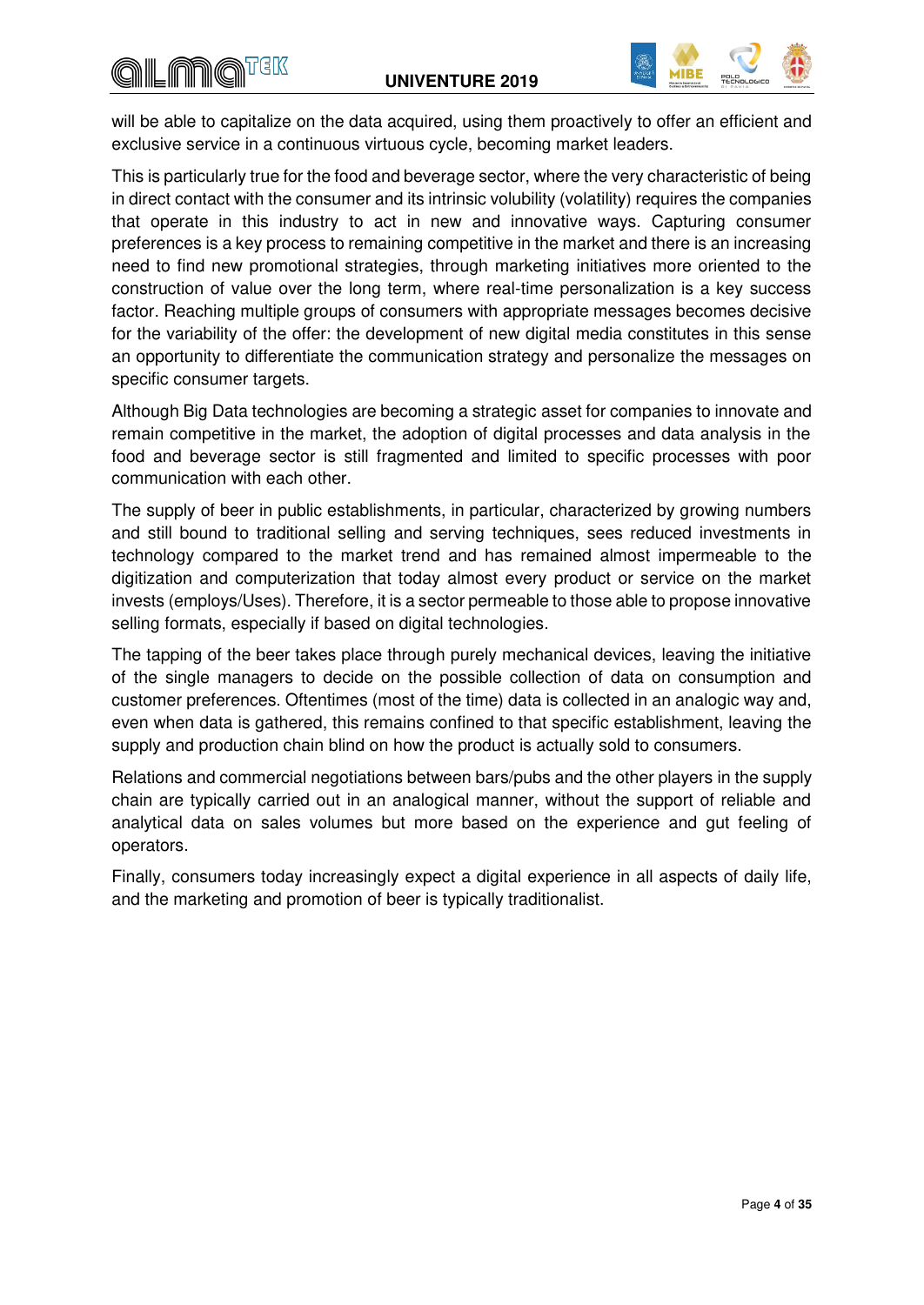will be able to capitalize on the data acquired, using them proactively to offer an efficient and exclusive service in a continuous virtuous cycle, becoming market leaders.

This is particularly true for the food and beverage sector, where the very characteristic of being in direct contact with the consumer and its intrinsic volubility (volatility) requires the companies that operate in this industry to act in new and innovative ways. Capturing consumer preferences is a key process to remaining competitive in the market and there is an increasing need to find new promotional strategies, through marketing initiatives more oriented to the construction of value over the long term, where real-time personalization is a key success factor. Reaching multiple groups of consumers with appropriate messages becomes decisive for the variability of the offer: the development of new digital media constitutes in this sense an opportunity to differentiate the communication strategy and personalize the messages on specific consumer targets.

Although Big Data technologies are becoming a strategic asset for companies to innovate and remain competitive in the market, the adoption of digital processes and data analysis in the food and beverage sector is still fragmented and limited to specific processes with poor communication with each other.

The supply of beer in public establishments, in particular, characterized by growing numbers and still bound to traditional selling and serving techniques, sees reduced investments in technology compared to the market trend and has remained almost impermeable to the digitization and computerization that today almost every product or service on the market invests (employs/Uses). Therefore, it is a sector permeable to those able to propose innovative selling formats, especially if based on digital technologies.

The tapping of the beer takes place through purely mechanical devices, leaving the initiative of the single managers to decide on the possible collection of data on consumption and customer preferences. Oftentimes (most of the time) data is collected in an analogic way and, even when data is gathered, this remains confined to that specific establishment, leaving the supply and production chain blind on how the product is actually sold to consumers.

Relations and commercial negotiations between bars/pubs and the other players in the supply chain are typically carried out in an analogical manner, without the support of reliable and analytical data on sales volumes but more based on the experience and gut feeling of operators.

Finally, consumers today increasingly expect a digital experience in all aspects of daily life, and the marketing and promotion of beer is typically traditionalist.